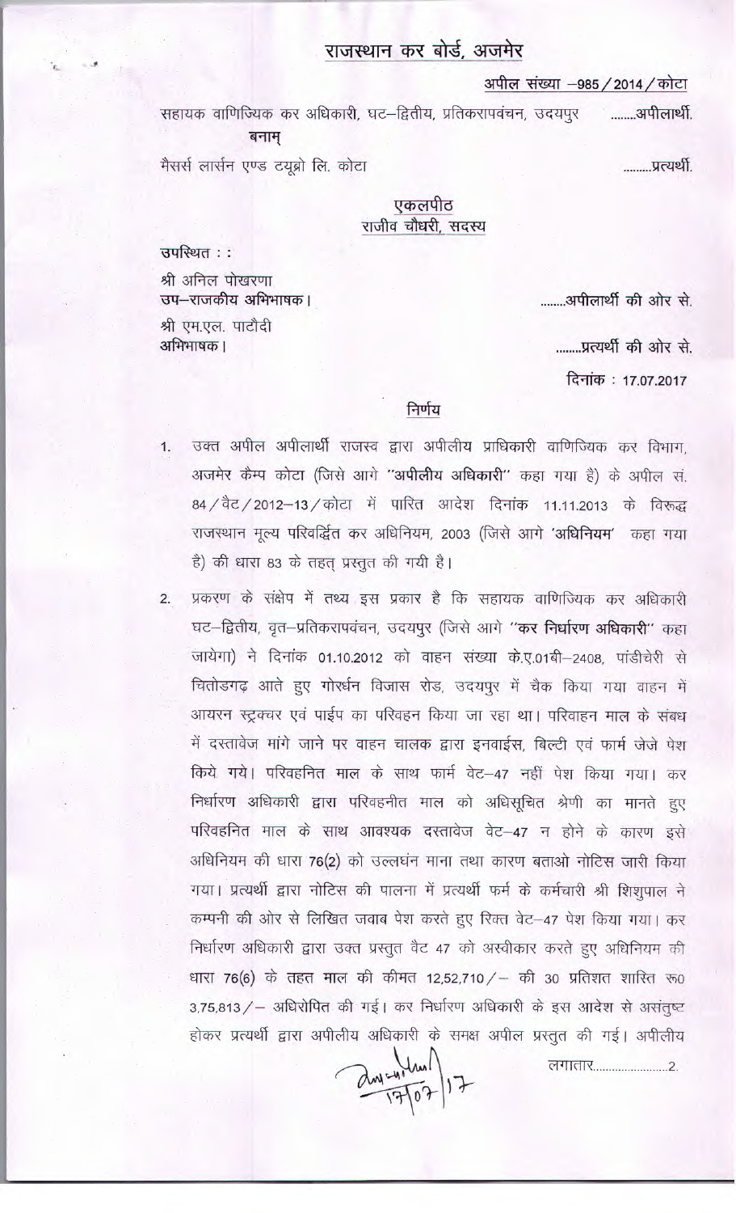# राजस्थान कर बोर्ड, अजमेर

अपील संख्या –985/2014/कोटा

सहायक वाणिज्यिक कर अधिकारी, घट–द्वितीय, प्रतिकरापवंचन, उदयपुर ........अपीलार्थी.

बनाम्

मैसर्स लार्सन एण्ड टयूब्रो लि. कोटा .........प्रत्यर्थी.

## एकलपीठ
## राजीव चौधरी, सदस्य

उपस्थित : :

श्री अनिल पोखरणा
**उप–राजकीय अभिभाषक।** ........**अपीलार्थी की ओर से.**

श्री एम.एल. पाटौदी
अभिभाषक। ........**प्रत्यर्थी की ओर से.**

दिनांक : 17.07.2017

## निर्णय

1. उक्त अपील अपीलार्थी राजस्व द्वारा अपीलीय प्राधिकारी वाणिज्यिक कर विभाग, अजमेर कैम्प कोटा (जिसे आगे **"अपीलीय अधिकारी"** कहा गया है) के अपील सं. 84/वैट/2012–13/कोटा में पारित आदेश दिनांक 11.11.2013 के विरूद्ध राजस्थान मूल्य परिवर्द्धित कर अधिनियम, 2003 (जिसे आगे **'अधिनियम'** कहा गया है) की धारा 83 के तहत् प्रस्तुत की गयी है।

2. प्रकरण के संक्षेप में तथ्य इस प्रकार है कि सहायक वाणिज्यिक कर अधिकारी घट–द्वितीय, वृत–प्रतिकरापवंचन, उदयपुर (जिसे आगे **"कर निर्धारण अधिकारी"** कहा जायेगा) ने दिनांक 01.10.2012 को वाहन संख्या के.ए.01बी–2408, पांडीचेरी से चितोड़गढ़ आते हुए गोर्धन विजास रोड, उदयपुर में चैक किया गया वाहन में आयरन स्ट्रक्चर एवं पाईप का परिवहन किया जा रहा था। परिवाहन माल के संबध में दस्तावेज मांगे जाने पर वाहन चालक द्वारा इनवाईस, बिल्टी एवं फार्म जेजे पेश किये गये। परिवहनित माल के साथ फार्म वेट–47 नहीं पेश किया गया। कर निर्धारण अधिकारी द्वारा परिवहनीत माल को अधिसूचित श्रेणी का मानते हुए परिवहनित माल के साथ आवश्यक दस्तावेज वेट–47 न होने के कारण इसे अधिनियम की धारा 76(2) को उल्लघंन माना तथा कारण बताओ नोटिस जारी किया गया। प्रत्यर्थी द्वारा नोटिस की पालना में प्रत्यर्थी फर्म के कर्मचारी श्री शिशुपाल ने कम्पनी की ओर से लिखित जवाब पेश करते हुए रिक्त वेट–47 पेश किया गया। कर निर्धारण अधिकारी द्वारा उक्त प्रस्तुत वैट 47 को अस्वीकार करते हुए अधिनियम की धारा 76(6) के तहत माल की कीमत 12,52,710/– की 30 प्रतिशत शास्ति रू0 3,75,813/– अधिरोपित की गई। कर निर्धारण अधिकारी के इस आदेश से असंतुष्ट होकर प्रत्यर्थी द्वारा अपीलीय अधिकारी के समक्ष अपील प्रस्तुत की गई। अपीलीय

लगातार........................2.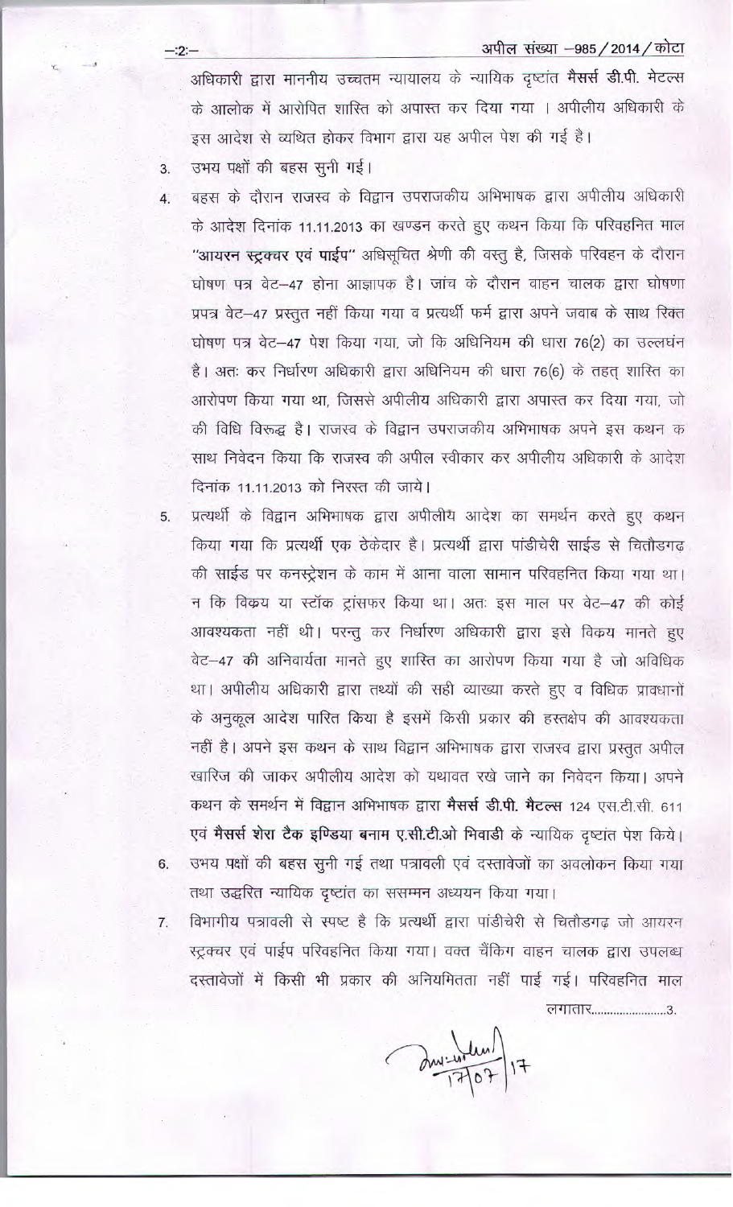अधिकारी द्वारा माननीय उच्चतम न्यायालय के न्यायिक दृष्टांत **मैसर्स डी.पी. मेटल्स** के आलोक में आरोपित शास्ति को अपास्त कर दिया गया । अपीलीय अधिकारी के इस आदेश से व्यथित होकर विभाग द्वारा यह अपील पेश की गई है।

3. उभय पक्षों की बहस सुनी गई।

4. बहस के दौरान राजस्व के विद्वान उपराजकीय अभिभाषक द्वारा अपीलीय अधिकारी के आदेश दिनांक 11.11.2013 का खण्डन करते हुए कथन किया कि परिवहनित माल **"आयरन स्ट्रक्चर एवं पाईप"** अधिसूचित श्रेणी की वस्तु है, जिसके परिवहन के दौरान घोषण पत्र वेट–47 होना आज्ञापक है। जांच के दौरान वाहन चालक द्वारा घोषणा प्रपत्र वेट–47 प्रस्तुत नहीं किया गया व प्रत्यर्थी फर्म द्वारा अपने जवाब के साथ रिक्त घोषण पत्र वेट–47 पेश किया गया, जो कि अधिनियम की धारा 76(2) का उल्लघंन है। अतः कर निर्धारण अधिकारी द्वारा अधिनियम की धारा 76(6) के तहत् शास्ति का आरोपण किया गया था, जिससे अपीलीय अधिकारी द्वारा अपास्त कर दिया गया, जो की विधि विरूद्ध है। राजस्व के विद्वान उपराजकीय अभिभाषक अपने इस कथन क साथ निवेदन किया कि राजस्व की अपील स्वीकार कर अपीलीय अधिकारी के आदेश दिनांक 11.11.2013 को निरस्त की जाये।

5. प्रत्यर्थी के विद्वान अभिभाषक द्वारा अपीलीय आदेश का समर्थन करते हुए कथन किया गया कि प्रत्यर्थी एक ठेकेदार है। प्रत्यर्थी द्वारा पांडीचेरी साईड से चितौडगढ की साईड पर कनस्ट्रेशन के काम में आना वाला सामान परिवहनित किया गया था। न कि विक्रय या स्टॉक ट्रांसफर किया था। अतः इस माल पर वेट–47 की कोई आवश्यकता नहीं थी। परन्तु कर निर्धारण अधिकारी द्वारा इसे विक्रय मानते हुए वेट–47 की अनिवार्यता मानते हुए शास्ति का आरोपण किया गया है जो अविधिक था। अपीलीय अधिकारी द्वारा तथ्यों की सही व्याख्या करते हुए व विधिक प्रावधानों के अनुकूल आदेश पारित किया है इसमें किसी प्रकार की हस्तक्षेप की आवश्यकता नहीं है। अपने इस कथन के साथ विद्वान अभिभाषक द्वारा राजस्व द्वारा प्रस्तुत अपील खारिज की जाकर अपीलीय आदेश को यथावत रखे जाने का निवेदन किया। अपने कथन के समर्थन में विद्वान अभिभाषक द्वारा **मैसर्स डी.पी. मैटल्स** 124 एस.टी.सी. 611 एवं **मैसर्स शेरा टैक इण्डिया बनाम ए.सी.टी.ओ भिवाडी** के न्यायिक दृष्टांत पेश किये।

6. उभय पक्षों की बहस सुनी गई तथा पत्रावली एवं दस्तावेजों का अवलोकन किया गया तथा उद्धरित न्यायिक दृष्टांत का ससम्मन अध्ययन किया गया।

7. विभागीय पत्रावली से स्पष्ट है कि प्रत्यर्थी द्वारा पांडीचेरी से चितौडगढ जो आयरन स्ट्रक्चर एवं पाईप परिवहनित किया गया। वक्त चैकिंग वाहन चालक द्वारा उपलब्ध दस्तावेजों में किसी भी प्रकार की अनियमितता नहीं पाई गई। परिवहनित माल

लगातार........................3.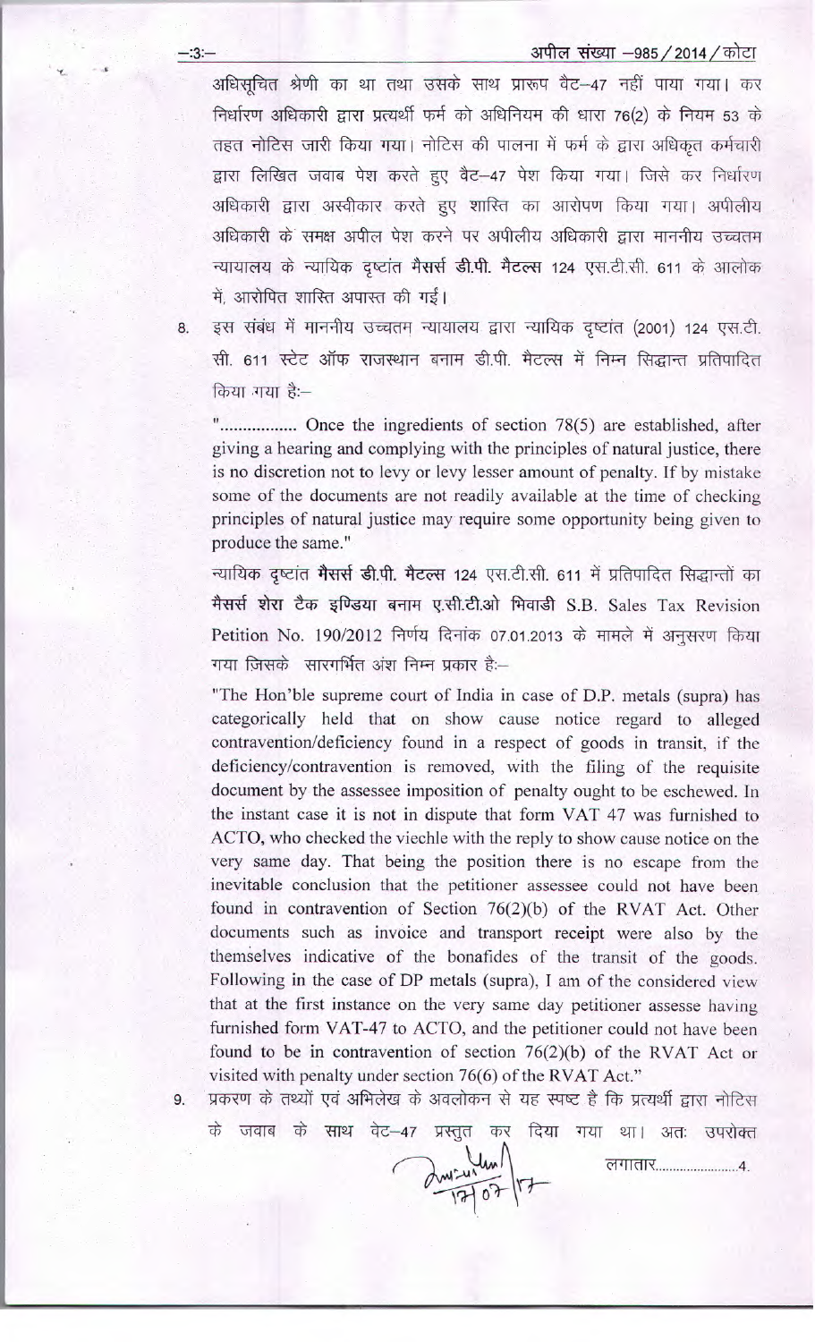अधिसूचित श्रेणी का था तथा उसके साथ प्रारूप वैट–47 नहीं पाया गया। कर निर्धारण अधिकारी द्वारा प्रत्यर्थी फर्म को अधिनियम की धारा 76(2) के नियम 53 के तहत नोटिस जारी किया गया। नोटिस की पालना में फर्म के द्वारा अधिकृत कर्मचारी द्वारा लिखित जवाब पेश करते हुए वैट–47 पेश किया गया। जिसे कर निर्धारण अधिकारी द्वारा अस्वीकार करते हुए शास्ति का आरोपण किया गया। अपीलीय अधिकारी के समक्ष अपील पेश करने पर अपीलीय अधिकारी द्वारा माननीय उच्चतम न्यायालय के न्यायिक दृष्टांत **मैसर्स डी.पी. मैटल्स** 124 एस.टी.सी. 611 के आलोक में, आरोपित शास्ति अपास्त की गई।

8. इस संबंध में माननीय उच्चतम न्यायालय द्वारा न्यायिक दृष्टांत (2001) 124 एस.टी. सी. 611 **स्टेट ऑफ राजस्थान बनाम डी.पी. मैटल्स** में निम्न सिद्धान्त प्रतिपादित किया गया है:–

"................ Once the ingredients of section 78(5) are established, after giving a hearing and complying with the principles of natural justice, there is no discretion not to levy or levy lesser amount of penalty. If by mistake some of the documents are not readily available at the time of checking principles of natural justice may require some opportunity being given to produce the same."

न्यायिक दृष्टांत **मैसर्स डी.पी. मैटल्स** 124 एस.टी.सी. 611 में प्रतिपादित सिद्धान्तों का **मैसर्स शेरा टैक इण्डिया बनाम ए.सी.टी.ओ भिवाडी** S.B. Sales Tax Revision Petition No. 190/2012 निर्णय दिनांक 07.01.2013 के मामले में अनुसरण किया गया जिसके सारगर्भित अंश निम्न प्रकार है:–

"The Hon'ble supreme court of India in case of D.P. metals (supra) has categorically held that on show cause notice regard to alleged contravention/deficiency found in a respect of goods in transit, if the deficiency/contravention is removed, with the filing of the requisite document by the assessee imposition of penalty ought to be eschewed. In the instant case it is not in dispute that form VAT 47 was furnished to ACTO, who checked the viechle with the reply to show cause notice on the very same day. That being the position there is no escape from the inevitable conclusion that the petitioner assessee could not have been found in contravention of Section 76(2)(b) of the RVAT Act. Other documents such as invoice and transport receipt were also by the themselves indicative of the bonafides of the transit of the goods. Following in the case of DP metals (supra), I am of the considered view that at the first instance on the very same day petitioner assesse having furnished form VAT-47 to ACTO, and the petitioner could not have been found to be in contravention of section 76(2)(b) of the RVAT Act or visited with penalty under section 76(6) of the RVAT Act."

9. प्रकरण के तथ्यों एवं अभिलेख के अवलोकन से यह स्पष्ट है कि प्रत्यर्थी द्वारा नोटिस के जवाब के साथ वेट–47 प्रस्तुत कर दिया गया था। अतः उपरोक्त

लगातार......................4.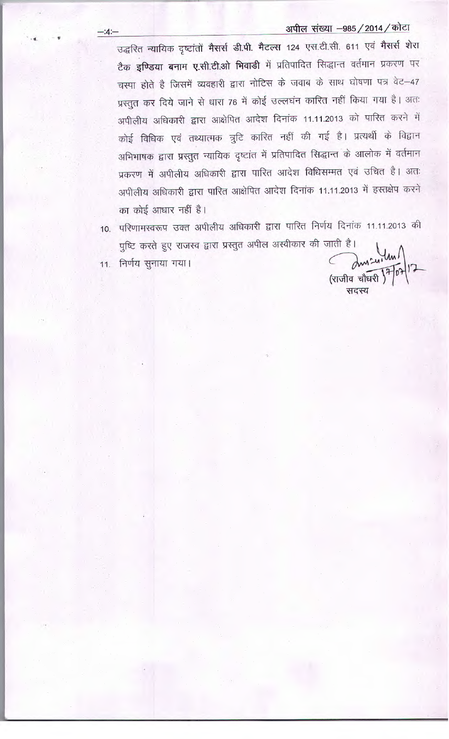उद्धरित न्यायिक दृष्टांतों **मैसर्स डी.पी. मैटल्स** 124 एस.टी.सी. 611 एवं **मैसर्स शेरा टैक इण्डिया बनाम ए.सी.टी.ओ भिवाडी** में प्रतिपादित सिद्धान्त वर्तमान प्रकरण पर चस्पा होते है जिसमें व्यवहारी द्वारा नोटिस के जवाब के साथ घोषणा पत्र वेट–47 प्रस्तुत कर दिये जाने से धारा 76 में कोई उल्लघंन कारित नहीं किया गया है। अतः अपीलीय अधिकारी द्वारा आक्षेपित आदेश दिनांक 11.11.2013 को पारित करने में कोई विधिक एवं तथ्यात्मक त्रुटि कारित नहीं की गई है। प्रत्यर्थी के विद्वान अभिभाषक द्वारा प्रस्तुत न्यायिक दृष्टांत में प्रतिपादित सिद्धान्त के आलोक में वर्तमान प्रकरण में अपीलीय अधिकारी द्वारा पारित आदेश **विधिसम्मत** एवं उचित है। अतः अपीलीय अधिकारी द्वारा पारित आक्षेपित आदेश दिनांक 11.11.2013 में हस्तक्षेप करने का कोई आधार नहीं है।

10. परिणामस्वरूप उक्त अपीलीय अधिकारी द्वारा पारित निर्णय दिनांक 11.11.2013 की पुष्टि करते हुए राजस्व द्वारा प्रस्तुत अपील अस्वीकार की जाती है।
11. निर्णय सुनाया गया।

(राजीव चौधरी) 17/07/17
सदस्य